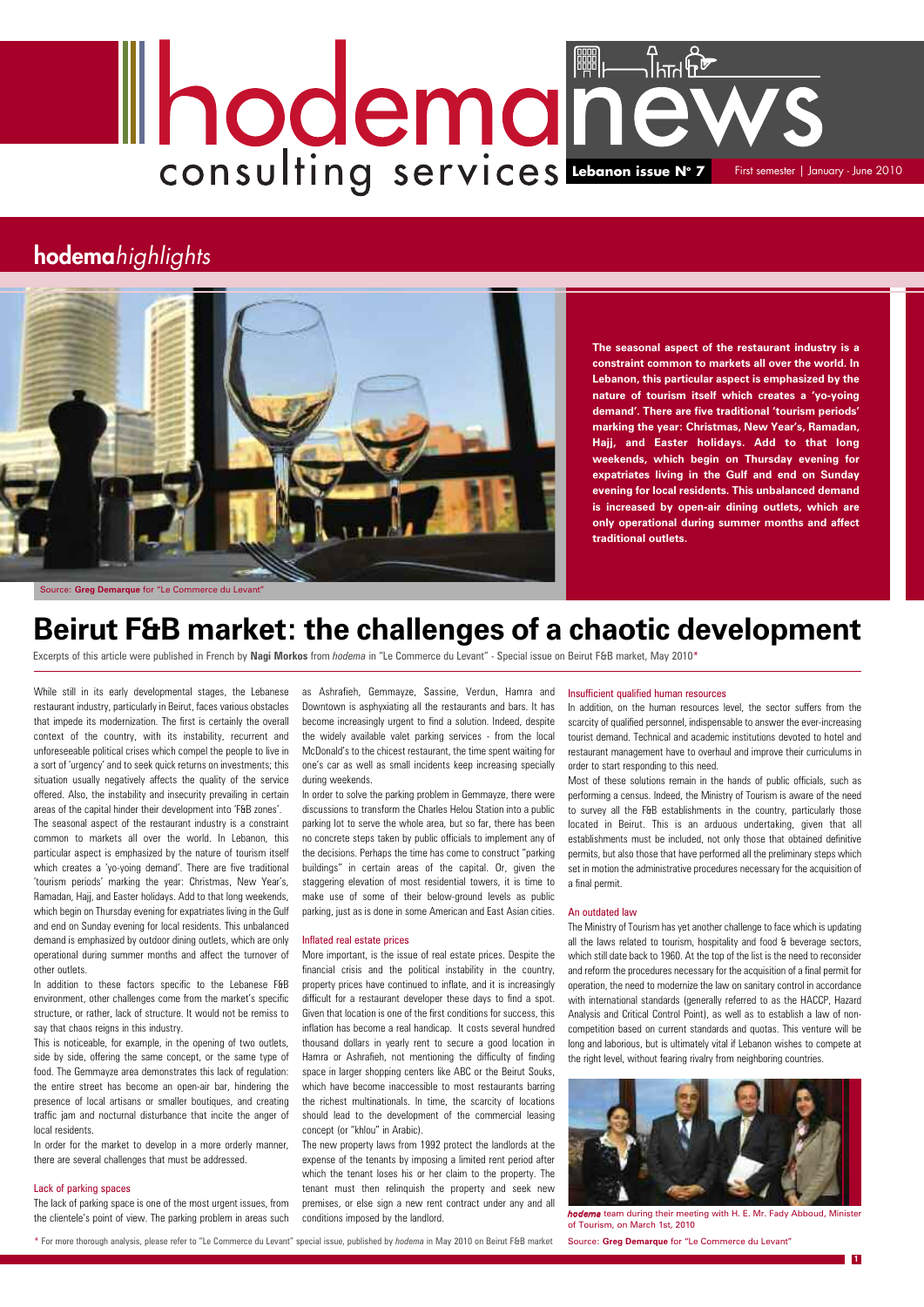# hodema news

consulting services

**Lebanon issue N° 7** First semester | January - June 2010

## hodema*highlights*

Source: **Greg Demarque** for "Le Commerce du Levant"

**The seasonal aspect of the restaurant industry is a constraint common to markets all over the world. In Lebanon, this particular aspect is emphasized by the nature of tourism itself which creates a 'yo-yoing demand'. There are five traditional 'tourism periods' marking the year: Christmas, New Year's, Ramadan, Hajj, and Easter holidays. Add to that long weekends, which begin on Thursday evening for expatriates living in the Gulf and end on Sunday evening for local residents. This unbalanced demand is increased by open-air dining outlets, which are only operational during summer months and affect traditional outlets.**

# Beirut F&B market: the challenges of a chaotic development

Excerpts of this article were published in French by **Nagi Morkos** from *hodema* in "Le Commerce du Levant" - Special issue on Beirut F&B market, May 2010*

While still in its early developmental stages, the Lebanese restaurant industry, particularly in Beirut, faces various obstacles that impede its modernization. The first is certainly the overall context of the country, with its instability, recurrent and unforeseeable political crises which compel the people to live in a sort of 'urgency' and to seek quick returns on investments; this situation usually negatively affects the quality of the service offered. Also, the instability and insecurity prevailing in certain areas of the capital hinder their development into 'F&B zones'.

The seasonal aspect of the restaurant industry is a constraint common to markets all over the world. In Lebanon, this particular aspect is emphasized by the nature of tourism itself which creates a 'yo-yoing demand'. There are five traditional 'tourism periods' marking the year: Christmas, New Year's, Ramadan, Hajj, and Easter holidays. Add to that long weekends, which begin on Thursday evening for expatriates living in the Gulf and end on Sunday evening for local residents. This unbalanced demand is emphasized by outdoor dining outlets, which are only operational during summer months and affect the turnover of other outlets.

In addition to these factors specific to the Lebanese F&B environment, other challenges come from the market's specific structure, or rather, lack of structure. It would not be remiss to say that chaos reigns in this industry.

This is noticeable, for example, in the opening of two outlets, side by side, offering the same concept, or the same type of food. The Gemmayze area demonstrates this lack of regulation: the entire street has become an open-air bar, hindering the presence of local artisans or smaller boutiques, and creating traffic jam and nocturnal disturbance that incite the anger of local residents.

In order for the market to develop in a more orderly manner, there are several challenges that must be addressed.

### Lack of parking spaces

The lack of parking space is one of the most urgent issues, from the clientele's point of view. The parking problem in areas such as Ashrafieh, Gemmayze, Sassine, Verdun, Hamra and Downtown is asphyxiating all the restaurants and bars. It has become increasingly urgent to find a solution. Indeed, despite the widely available valet parking services - from the local McDonald's to the chicest restaurant, the time spent waiting for one's car as well as small incidents keep increasing specially during weekends.

In order to solve the parking problem in Gemmayze, there were discussions to transform the Charles Helou Station into a public parking lot to serve the whole area, but so far, there has been no concrete steps taken by public officials to implement any of the decisions. Perhaps the time has come to construct "parking buildings" in certain areas of the capital. Or, given the staggering elevation of most residential towers, it is time to make use of some of their below-ground levels as public parking, just as is done in some American and East Asian cities.

### Inflated real estate prices

More important, is the issue of real estate prices. Despite the financial crisis and the political instability in the country, property prices have continued to inflate, and it is increasingly difficult for a restaurant developer these days to find a spot. Given that location is one of the first conditions for success, this inflation has become a real handicap. It costs several hundred thousand dollars in yearly rent to secure a good location in Hamra or Ashrafieh, not mentioning the difficulty of finding space in larger shopping centers like ABC or the Beirut Souks, which have become inaccessible to most restaurants barring the richest multinationals. In time, the scarcity of locations should lead to the development of the commercial leasing concept (or "khlou" in Arabic).

The new property laws from 1992 protect the landlords at the expense of the tenants by imposing a limited rent period after which the tenant loses his or her claim to the property. The tenant must then relinquish the property and seek new premises, or else sign a new rent contract under any and all conditions imposed by the landlord.

### Insufficient qualified human resources

In addition, on the human resources level, the sector suffers from the scarcity of qualified personnel, indispensable to answer the ever-increasing tourist demand. Technical and academic institutions devoted to hotel and restaurant management have to overhaul and improve their curriculums in order to start responding to this need.

Most of these solutions remain in the hands of public officials, such as performing a census. Indeed, the Ministry of Tourism is aware of the need to survey all the F&B establishments in the country, particularly those located in Beirut. This is an arduous undertaking, given that all establishments must be included, not only those that obtained definitive permits, but also those that have performed all the preliminary steps which set in motion the administrative procedures necessary for the acquisition of a final permit.

### An outdated law

The Ministry of Tourism has yet another challenge to face which is updating all the laws related to tourism, hospitality and food & beverage sectors, which still date back to 1960. At the top of the list is the need to reconsider and reform the procedures necessary for the acquisition of a final permit for operation, the need to modernize the law on sanitary control in accordance with international standards (generally referred to as the HACCP, Hazard Analysis and Critical Control Point), as well as to establish a law of non-competition based on current standards and quotas. This venture will be long and laborious, but is ultimately vital if Lebanon wishes to compete at the right level, without fearing rivalry from neighboring countries.

*hodema* team during their meeting with H. E. Mr. Fady Abboud, Minister of Tourism, on March 1st, 2010

Source: **Greg Demarque** for "Le Commerce du Levant"

* For more thorough analysis, please refer to "Le Commerce du Levant" special issue, published by *hodema* in May 2010 on Beirut F&B market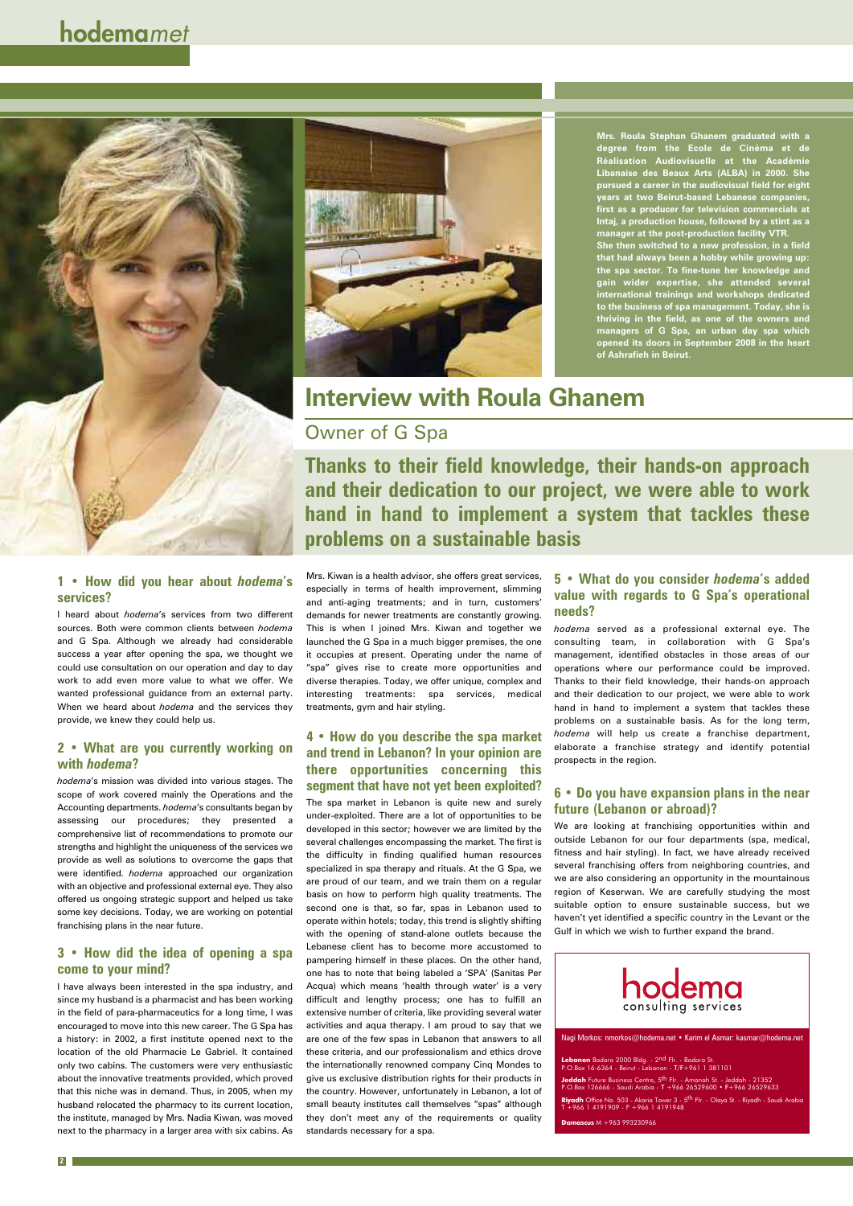Mrs. Roula Stephan Ghanem graduated with a degree from the Ecole de Cinéma et de Réalisation Audiovisuelle at the Académie Libanaise des Beaux Arts (ALBA) in 2000. She pursued a career in the audiovisual field for eight years at two Beirut-based Lebanese companies, first as a producer for television commercials at Intaj, a production house, followed by a stint as a manager at the post-production facility VTR. She then switched to a new profession, in a field that had always been a hobby while growing up: the spa sector. To fine-tune her knowledge and gain wider expertise, she attended several international trainings and workshops dedicated to the business of spa management. Today, she is thriving in the field, as one of the owners and managers of G Spa, an urban day spa which opened its doors in September 2008 in the heart of Ashrafieh in Beirut.

# Interview with Roula Ghanem

## Owner of G Spa

**Thanks to their field knowledge, their hands-on approach and their dedication to our project, we were able to work hand in hand to implement a system that tackles these problems on a sustainable basis**

### 1 • How did you hear about *hodema*'s services?

I heard about *hodema*'s services from two different sources. Both were common clients between *hodema* and G Spa. Although we already had considerable success a year after opening the spa, we thought we could use consultation on our operation and day to day work to add even more value to what we offer. We wanted professional guidance from an external party. When we heard about *hodema* and the services they provide, we knew they could help us.

### 2 • What are you currently working on with *hodema*?

*hodema*'s mission was divided into various stages. The scope of work covered mainly the Operations and the Accounting departments. *hodema*'s consultants began by assessing our procedures; they presented a comprehensive list of recommendations to promote our strengths and highlight the uniqueness of the services we provide as well as solutions to overcome the gaps that were identified. *hodema* approached our organization with an objective and professional external eye. They also offered us ongoing strategic support and helped us take some key decisions. Today, we are working on potential franchising plans in the near future.

### 3 • How did the idea of opening a spa come to your mind?

I have always been interested in the spa industry, and since my husband is a pharmacist and has been working in the field of para-pharmaceutics for a long time, I was encouraged to move into this new career. The G Spa has a history: in 2002, a first institute opened next to the location of the old Pharmacie Le Gabriel. It contained only two cabins. The customers were very enthusiastic about the innovative treatments provided, which proved that this niche was in demand. Thus, in 2005, when my husband relocated the pharmacy to its current location, the institute, managed by Mrs. Nadia Kiwan, was moved next to the pharmacy in a larger area with six cabins. As Mrs. Kiwan is a health advisor, she offers great services, especially in terms of health improvement, slimming and anti-aging treatments; and in turn, customers' demands for newer treatments are constantly growing. This is when I joined Mrs. Kiwan and together we launched the G Spa in a much bigger premises, the one it occupies at present. Operating under the name of "spa" gives rise to create more opportunities and diverse therapies. Today, we offer unique, complex and interesting treatments: spa services, medical treatments, gym and hair styling.

### 4 • How do you describe the spa market and trend in Lebanon? In your opinion are there opportunities concerning this segment that have not yet been exploited?

The spa market in Lebanon is quite new and surely under-exploited. There are a lot of opportunities to be developed in this sector; however we are limited by the several challenges encompassing the market. The first is the difficulty in finding qualified human resources specialized in spa therapy and rituals. At the G Spa, we are proud of our team, and we train them on a regular basis on how to perform high quality treatments. The second one is that, so far, spas in Lebanon used to operate within hotels; today, this trend is slightly shifting with the opening of stand-alone outlets because the Lebanese client has to become more accustomed to pampering himself in these places. On the other hand, one has to note that being labeled a 'SPA' (Sanitas Per Acqua) which means 'health through water' is a very difficult and lengthy process; one has to fulfill an extensive number of criteria, like providing several water activities and aqua therapy. I am proud to say that we are one of the few spas in Lebanon that answers to all these criteria, and our professionalism and ethics drove the internationally renowned company Cinq Mondes to give us exclusive distribution rights for their products in the country. However, unfortunately in Lebanon, a lot of small beauty institutes call themselves "spas" although they don't meet any of the requirements or quality standards necessary for a spa.

### 5 • What do you consider *hodema*'s added value with regards to G Spa's operational needs?

*hodema* served as a professional external eye. The consulting team, in collaboration with G Spa's management, identified obstacles in those areas of our operations where our performance could be improved. Thanks to their field knowledge, their hands-on approach and their dedication to our project, we were able to work hand in hand to implement a system that tackles these problems on a sustainable basis. As for the long term, *hodema* will help us create a franchise department, elaborate a franchise strategy and identify potential prospects in the region.

### 6 • Do you have expansion plans in the near future (Lebanon or abroad)?

We are looking at franchising opportunities within and outside Lebanon for our four departments (spa, medical, fitness and hair styling). In fact, we have already received several franchising offers from neighboring countries, and we are also considering an opportunity in the mountainous region of Keserwan. We are carefully studying the most suitable option to ensure sustainable success, but we haven't yet identified a specific country in the Levant or the Gulf in which we wish to further expand the brand.

**hodema** consulting services

Nagi Morkos: nmorkos@hodema.net • Karim el Asmar: kasmar@hodema.net

**Lebanon** Badaro 2000 Bldg. - 2nd Flr. - Badaro St.
P.O.Box 16-6364 - Beirut - Lebanon - T/F+961 1 381101

**Jeddah** Future Business Centre, 5th Flr. - Amanah St. - Jeddah - 21352
P.O.Box 126666 - Saudi Arabia - T +966 26529600 • F+966 26529633

**Riyadh** Office No. 503 - Akaria Tower 3 - 5th Flr. - Olaya St. - Riyadh - Saudi Arabia
T +966 1 4191909 - F +966 1 4191948

**Damascus** M +963 993230966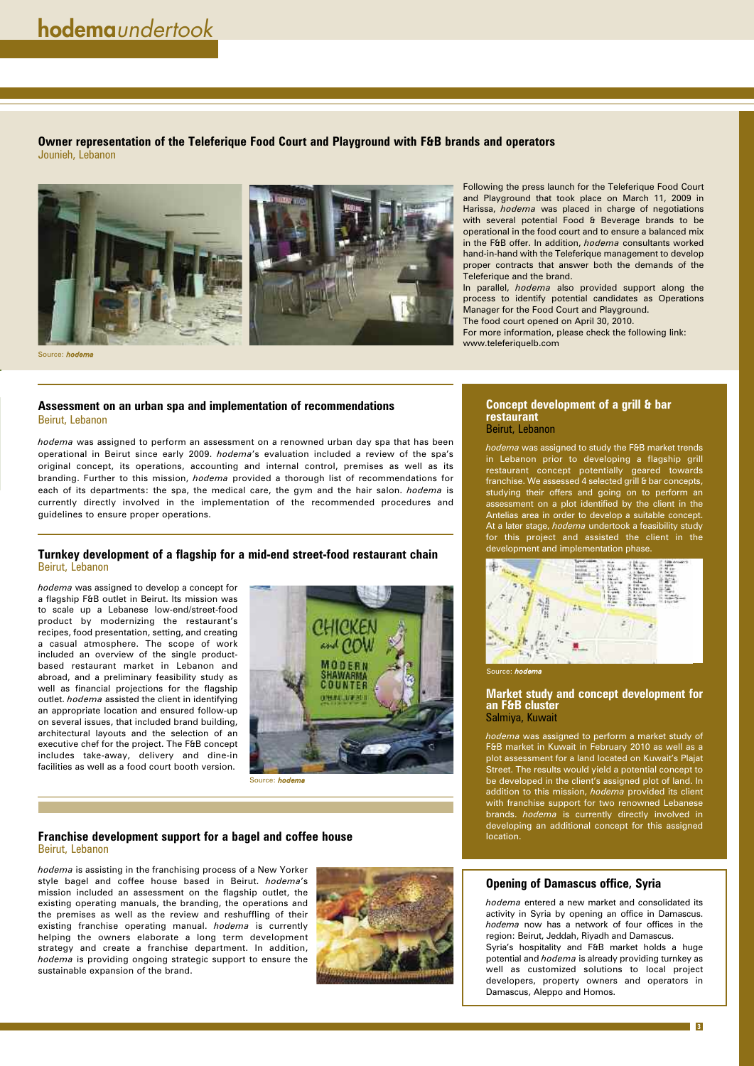# *hodema* undertook

## Owner representation of the Teleferique Food Court and Playground with F&B brands and operators

Jounieh, Lebanon

Source: *hodema*

Following the press launch for the Teleferique Food Court and Playground that took place on March 11, 2009 in Harissa, *hodema* was placed in charge of negotiations with several potential Food & Beverage brands to be operational in the food court and to ensure a balanced mix in the F&B offer. In addition, *hodema* consultants worked hand-in-hand with the Teleferique management to develop proper contracts that answer both the demands of the Teleferique and the brand.

In parallel, *hodema* also provided support along the process to identify potential candidates as Operations Manager for the Food Court and Playground.

The food court opened on April 30, 2010.

For more information, please check the following link: www.teleferiquelb.com

## Assessment on an urban spa and implementation of recommendations

Beirut, Lebanon

*hodema* was assigned to perform an assessment on a renowned urban day spa that has been operational in Beirut since early 2009. *hodema*'s evaluation included a review of the spa's original concept, its operations, accounting and internal control, premises as well as its branding. Further to this mission, *hodema* provided a thorough list of recommendations for each of its departments: the spa, the medical care, the gym and the hair salon. *hodema* is currently directly involved in the implementation of the recommended procedures and guidelines to ensure proper operations.

## Turnkey development of a flagship for a mid-end street-food restaurant chain

Beirut, Lebanon

*hodema* was assigned to develop a concept for a flagship F&B outlet in Beirut. Its mission was to scale up a Lebanese low-end/street-food product by modernizing the restaurant's recipes, food presentation, setting, and creating a casual atmosphere. The scope of work included an overview of the single product-based restaurant market in Lebanon and abroad, and a preliminary feasibility study as well as financial projections for the flagship outlet. *hodema* assisted the client in identifying an appropriate location and ensured follow-up on several issues, that included brand building, architectural layouts and the selection of an executive chef for the project. The F&B concept includes take-away, delivery and dine-in facilities as well as a food court booth version.

Source: *hodema*

## Franchise development support for a bagel and coffee house

Beirut, Lebanon

*hodema* is assisting in the franchising process of a New Yorker style bagel and coffee house based in Beirut. *hodema*'s mission included an assessment on the flagship outlet, the existing operating manuals, the branding, the operations and the premises as well as the review and reshuffling of their existing franchise operating manual. *hodema* is currently helping the owners elaborate a long term development strategy and create a franchise department. In addition, *hodema* is providing ongoing strategic support to ensure the sustainable expansion of the brand.

## Concept development of a grill & bar restaurant

Beirut, Lebanon

*hodema* was assigned to study the F&B market trends in Lebanon prior to developing a flagship grill restaurant concept potentially geared towards franchise. We assessed 4 selected grill & bar concepts, studying their offers and going on to perform an assessment on a plot identified by the client in the Antelias area in order to develop a suitable concept. At a later stage, *hodema* undertook a feasibility study for this project and assisted the client in the development and implementation phase.

Source: *hodema*

## Market study and concept development for an F&B cluster

Salmiya, Kuwait

*hodema* was assigned to perform a market study of F&B market in Kuwait in February 2010 as well as a plot assessment for a land located on Kuwait's Plajat Street. The results would yield a potential concept to be developed in the client's assigned plot of land. In addition to this mission, *hodema* provided its client with franchise support for two renowned Lebanese brands. *hodema* is currently directly involved in developing an additional concept for this assigned location.

## Opening of Damascus office, Syria

*hodema* entered a new market and consolidated its activity in Syria by opening an office in Damascus. *hodema* now has a network of four offices in the region: Beirut, Jeddah, Riyadh and Damascus.

Syria's hospitality and F&B market holds a huge potential and *hodema* is already providing turnkey as well as customized solutions to local project developers, property owners and operators in Damascus, Aleppo and Homos.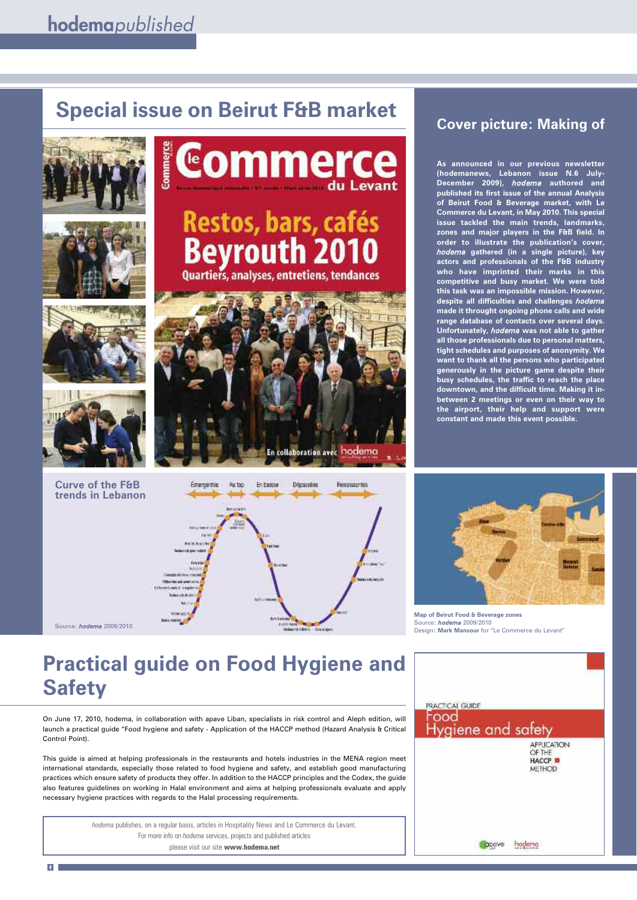# Special issue on Beirut F&B market

## Cover picture: Making of

**As announced in our previous newsletter (hodemanews, Lebanon issue N.6 July-December 2009), *hodema* authored and published its first issue of the annual Analysis of Beirut Food & Beverage market, with Le Commerce du Levant, in May 2010. This special issue tackled the main trends, landmarks, zones and major players in the F&B field. In order to illustrate the publication's cover, *hodema* gathered (in a single picture), key actors and professionals of the F&B industry who have imprinted their marks in this competitive and busy market. We were told this task was an impossible mission. However, despite all difficulties and challenges *hodema* made it throught ongoing phone calls and wide range database of contacts over several days. Unfortunately, *hodema* was not able to gather all those professionals due to personal matters, tight schedules and purposes of anonymity. We want to thank all the persons who participated generously in the picture game despite their busy schedules, the traffic to reach the place downtown, and the difficult time. Making it in-between 2 meetings or even on their way to the airport, their help and support were constant and made this event possible.**

**Curve of the F&B trends in Lebanon**

Émergentes
Au top
En baisse
Dépassées
Renaissantes

Source: ***hodema*** 2009/2010

**Map of Beirut Food & Beverage zones**
Source: ***hodema*** 2009/2010
Design: **Mark Mansour** for "Le Commerce du Levant"

# Practical guide on Food Hygiene and Safety

On June 17, 2010, hodema, in collaboration with apave Liban, specialists in risk control and Aleph edition, will launch a practical guide "Food hygiene and safety - Application of the HACCP method (Hazard Analysis & Critical Control Point).

This guide is aimed at helping professionals in the restaurants and hotels industries in the MENA region meet international standards, especially those related to food hygiene and safety, and establish good manufacturing practices which ensure safety of products they offer. In addition to the HACCP principles and the Codex, the guide also features guidelines on working in Halal environment and aims at helping professionals evaluate and apply necessary hygiene practices with regards to the Halal processing requirements.

*hodema* publishes, on a regular basis, articles in Hospitality News and Le Commerce du Levant.
For more info on *hodema* services, projects and published articles
please visit our site **www.hodema.net**